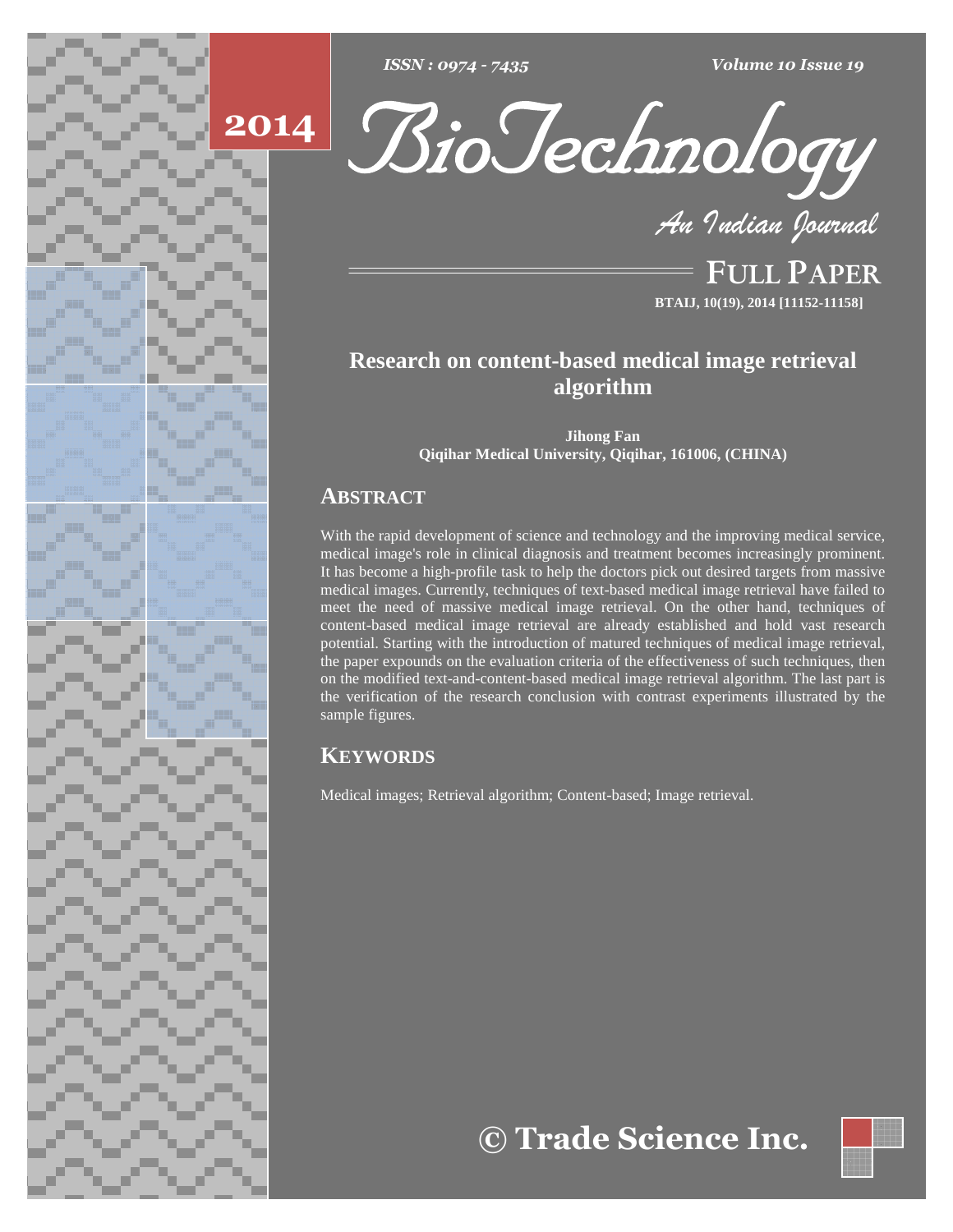# Research on content-based medical image retrieval algorithm

**Jihong Fan**
**Qiqihar Medical University, Qiqihar, 161006, (CHINA)**

## ABSTRACT

With the rapid development of science and technology and the improving medical service, medical image's role in clinical diagnosis and treatment becomes increasingly prominent. It has become a high-profile task to help the doctors pick out desired targets from massive medical images. Currently, techniques of text-based medical image retrieval have failed to meet the need of massive medical image retrieval. On the other hand, techniques of content-based medical image retrieval are already established and hold vast research potential. Starting with the introduction of matured techniques of medical image retrieval, the paper expounds on the evaluation criteria of the effectiveness of such techniques, then on the modified text-and-content-based medical image retrieval algorithm. The last part is the verification of the research conclusion with contrast experiments illustrated by the sample figures.

## KEYWORDS

Medical images; Retrieval algorithm; Content-based; Image retrieval.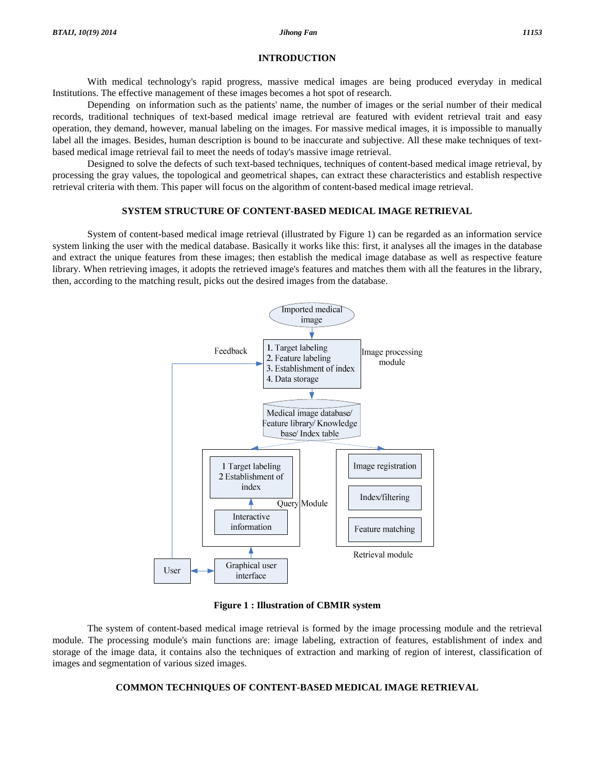## INTRODUCTION

With medical technology's rapid progress, massive medical images are being produced everyday in medical Institutions. The effective management of these images becomes a hot spot of research.

Depending on information such as the patients' name, the number of images or the serial number of their medical records, traditional techniques of text-based medical image retrieval are featured with evident retrieval trait and easy operation, they demand, however, manual labeling on the images. For massive medical images, it is impossible to manually label all the images. Besides, human description is bound to be inaccurate and subjective. All these make techniques of text-based medical image retrieval fail to meet the needs of today's massive image retrieval.

Designed to solve the defects of such text-based techniques, techniques of content-based medical image retrieval, by processing the gray values, the topological and geometrical shapes, can extract these characteristics and establish respective retrieval criteria with them. This paper will focus on the algorithm of content-based medical image retrieval.

## SYSTEM STRUCTURE OF CONTENT-BASED MEDICAL IMAGE RETRIEVAL

System of content-based medical image retrieval (illustrated by Figure 1) can be regarded as an information service system linking the user with the medical database. Basically it works like this: first, it analyses all the images in the database and extract the unique features from these images; then establish the medical image database as well as respective feature library. When retrieving images, it adopts the retrieved image's features and matches them with all the features in the library, then, according to the matching result, picks out the desired images from the database.

**Figure 1 : Illustration of CBMIR system**

The system of content-based medical image retrieval is formed by the image processing module and the retrieval module. The processing module's main functions are: image labeling, extraction of features, establishment of index and storage of the image data, it contains also the techniques of extraction and marking of region of interest, classification of images and segmentation of various sized images.

## COMMON TECHNIQUES OF CONTENT-BASED MEDICAL IMAGE RETRIEVAL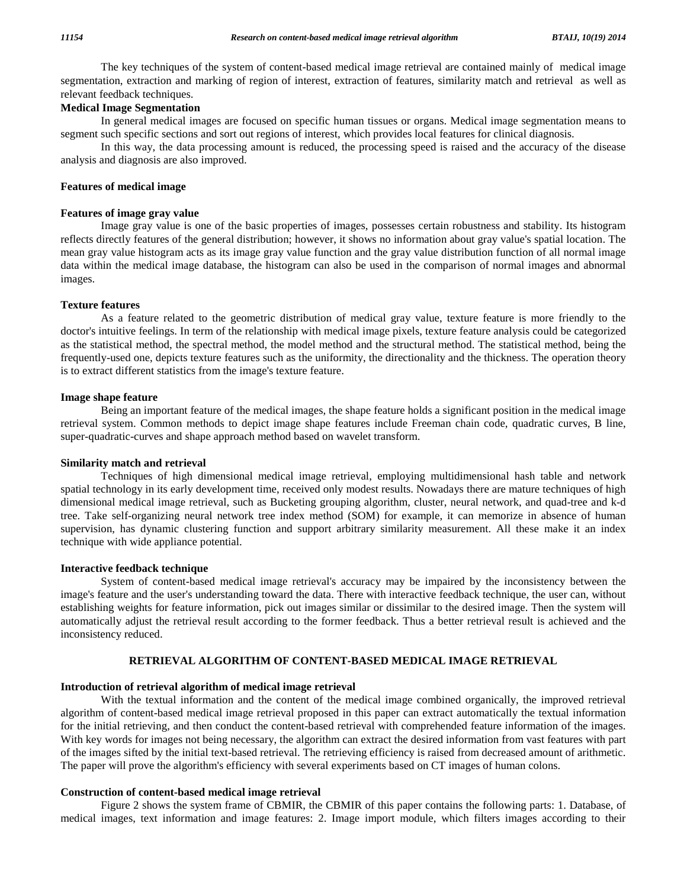The key techniques of the system of content-based medical image retrieval are contained mainly of medical image segmentation, extraction and marking of region of interest, extraction of features, similarity match and retrieval as well as relevant feedback techniques.

### Medical Image Segmentation

In general medical images are focused on specific human tissues or organs. Medical image segmentation means to segment such specific sections and sort out regions of interest, which provides local features for clinical diagnosis.

In this way, the data processing amount is reduced, the processing speed is raised and the accuracy of the disease analysis and diagnosis are also improved.

### Features of medical image

#### Features of image gray value

Image gray value is one of the basic properties of images, possesses certain robustness and stability. Its histogram reflects directly features of the general distribution; however, it shows no information about gray value's spatial location. The mean gray value histogram acts as its image gray value function and the gray value distribution function of all normal image data within the medical image database, the histogram can also be used in the comparison of normal images and abnormal images.

#### Texture features

As a feature related to the geometric distribution of medical gray value, texture feature is more friendly to the doctor's intuitive feelings. In term of the relationship with medical image pixels, texture feature analysis could be categorized as the statistical method, the spectral method, the model method and the structural method. The statistical method, being the frequently-used one, depicts texture features such as the uniformity, the directionality and the thickness. The operation theory is to extract different statistics from the image's texture feature.

#### Image shape feature

Being an important feature of the medical images, the shape feature holds a significant position in the medical image retrieval system. Common methods to depict image shape features include Freeman chain code, quadratic curves, B line, super-quadratic-curves and shape approach method based on wavelet transform.

### Similarity match and retrieval

Techniques of high dimensional medical image retrieval, employing multidimensional hash table and network spatial technology in its early development time, received only modest results. Nowadays there are mature techniques of high dimensional medical image retrieval, such as Bucketing grouping algorithm, cluster, neural network, and quad-tree and k-d tree. Take self-organizing neural network tree index method (SOM) for example, it can memorize in absence of human supervision, has dynamic clustering function and support arbitrary similarity measurement. All these make it an index technique with wide appliance potential.

### Interactive feedback technique

System of content-based medical image retrieval's accuracy may be impaired by the inconsistency between the image's feature and the user's understanding toward the data. There with interactive feedback technique, the user can, without establishing weights for feature information, pick out images similar or dissimilar to the desired image. Then the system will automatically adjust the retrieval result according to the former feedback. Thus a better retrieval result is achieved and the inconsistency reduced.

## RETRIEVAL ALGORITHM OF CONTENT-BASED MEDICAL IMAGE RETRIEVAL

### Introduction of retrieval algorithm of medical image retrieval

With the textual information and the content of the medical image combined organically, the improved retrieval algorithm of content-based medical image retrieval proposed in this paper can extract automatically the textual information for the initial retrieving, and then conduct the content-based retrieval with comprehended feature information of the images. With key words for images not being necessary, the algorithm can extract the desired information from vast features with part of the images sifted by the initial text-based retrieval. The retrieving efficiency is raised from decreased amount of arithmetic. The paper will prove the algorithm's efficiency with several experiments based on CT images of human colons.

### Construction of content-based medical image retrieval

Figure 2 shows the system frame of CBMIR, the CBMIR of this paper contains the following parts: 1. Database, of medical images, text information and image features: 2. Image import module, which filters images according to their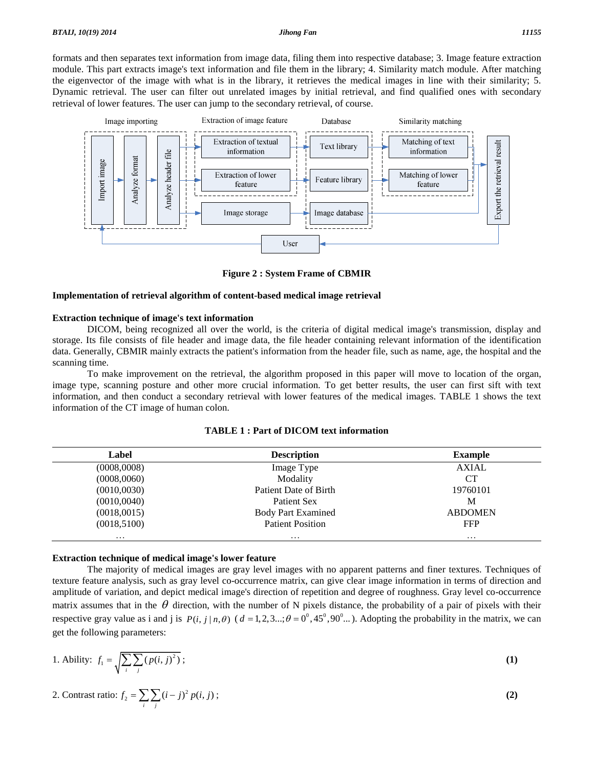formats and then separates text information from image data, filing them into respective database; 3. Image feature extraction module. This part extracts image's text information and file them in the library; 4. Similarity match module. After matching the eigenvector of the image with what is in the library, it retrieves the medical images in line with their similarity; 5. Dynamic retrieval. The user can filter out unrelated images by initial retrieval, and find qualified ones with secondary retrieval of lower features. The user can jump to the secondary retrieval, of course.

**Figure 2 : System Frame of CBMIR**

## Implementation of retrieval algorithm of content-based medical image retrieval

### Extraction technique of image's text information

DICOM, being recognized all over the world, is the criteria of digital medical image's transmission, display and storage. Its file consists of file header and image data, the file header containing relevant information of the identification data. Generally, CBMIR mainly extracts the patient's information from the header file, such as name, age, the hospital and the scanning time.

To make improvement on the retrieval, the algorithm proposed in this paper will move to location of the organ, image type, scanning posture and other more crucial information. To get better results, the user can first sift with text information, and then conduct a secondary retrieval with lower features of the medical images. TABLE 1 shows the text information of the CT image of human colon.

**TABLE 1 : Part of DICOM text information**

| Label | Description | Example |
|---|---|---|
| (0008,0008) | Image Type | AXIAL |
| (0008,0060) | Modality | CT |
| (0010,0030) | Patient Date of Birth | 19760101 |
| (0010,0040) | Patient Sex | M |
| (0018,0015) | Body Part Examined | ABDOMEN |
| (0018,5100) | Patient Position | FFP |
| … | … | … |

### Extraction technique of medical image's lower feature

The majority of medical images are gray level images with no apparent patterns and finer textures. Techniques of texture feature analysis, such as gray level co-occurrence matrix, can give clear image information in terms of direction and amplitude of variation, and depict medical image's direction of repetition and degree of roughness. Gray level co-occurrence matrix assumes that in the $\theta$ direction, with the number of N pixels distance, the probability of a pair of pixels with their respective gray value as i and j is $P(i, j \mid n, \theta)$ ($d = 1, 2, 3...; \theta = 0^0, 45^0, 90^0...$). Adopting the probability in the matrix, we can get the following parameters:

1. Ability: $f_1 = \sqrt{\sum_i \sum_j (p(i, j)^2)}$; **(1)**

2. Contrast ratio: $f_2 = \sum_i \sum_j (i - j)^2 p(i, j)$; **(2)**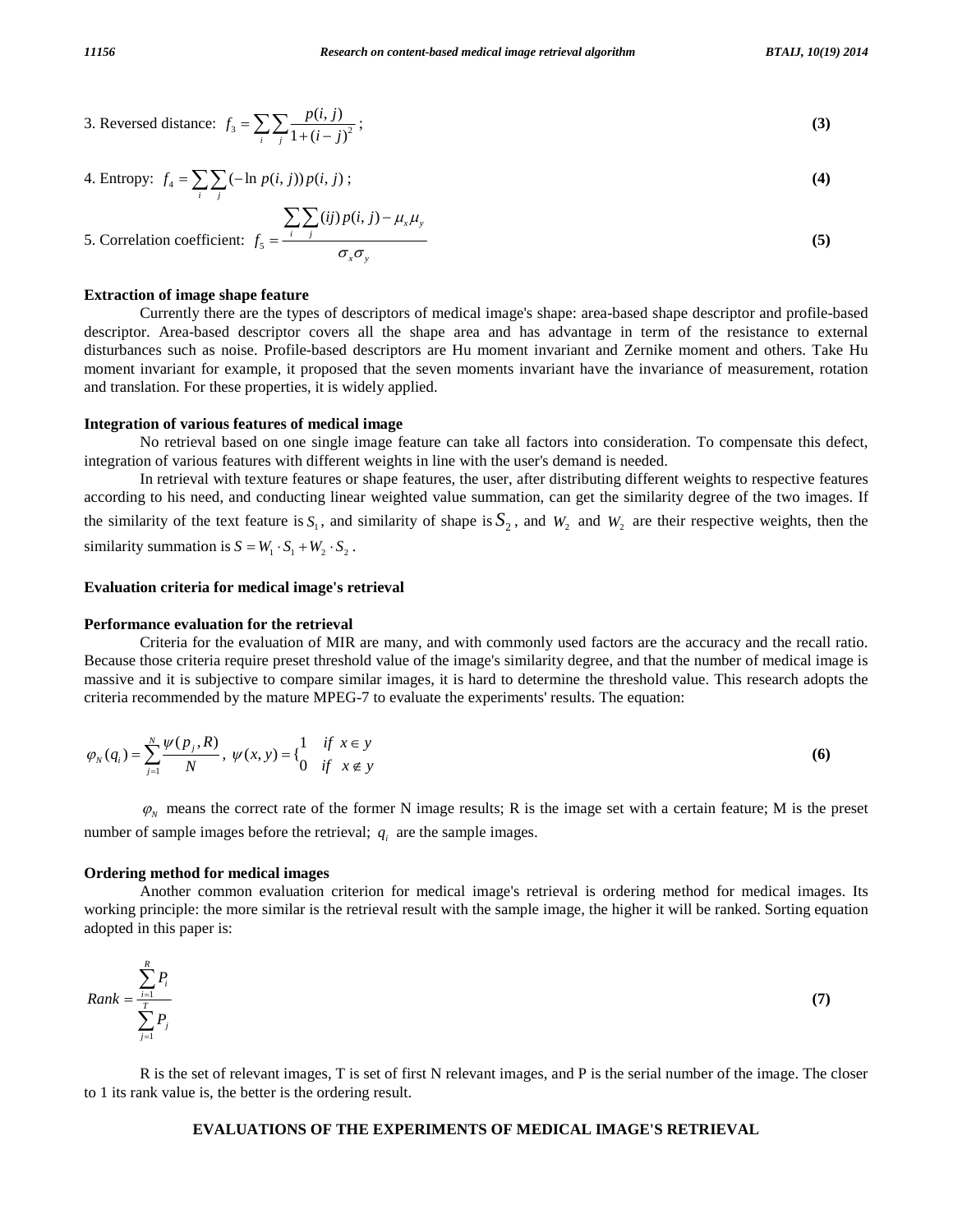3. Reversed distance: $f_3 = \sum_i \sum_j \frac{p(i,j)}{1+(i-j)^2}$; **(3)**

4. Entropy: $f_4 = \sum_i \sum_j (-\ln p(i,j)) p(i,j)$; **(4)**

5. Correlation coefficient: $f_5 = \frac{\sum_i \sum_j (ij) p(i,j) - \mu_x \mu_y}{\sigma_x \sigma_y}$ **(5)**

**Extraction of image shape feature**

Currently there are the types of descriptors of medical image's shape: area-based shape descriptor and profile-based descriptor. Area-based descriptor covers all the shape area and has advantage in term of the resistance to external disturbances such as noise. Profile-based descriptors are Hu moment invariant and Zernike moment and others. Take Hu moment invariant for example, it proposed that the seven moments invariant have the invariance of measurement, rotation and translation. For these properties, it is widely applied.

**Integration of various features of medical image**

No retrieval based on one single image feature can take all factors into consideration. To compensate this defect, integration of various features with different weights in line with the user's demand is needed.

In retrieval with texture features or shape features, the user, after distributing different weights to respective features according to his need, and conducting linear weighted value summation, can get the similarity degree of the two images. If the similarity of the text feature is $S_1$, and similarity of shape is $S_2$, and $W_2$ and $W_2$ are their respective weights, then the similarity summation is $S = W_1 \cdot S_1 + W_2 \cdot S_2$.

**Evaluation criteria for medical image's retrieval**

**Performance evaluation for the retrieval**

Criteria for the evaluation of MIR are many, and with commonly used factors are the accuracy and the recall ratio. Because those criteria require preset threshold value of the image's similarity degree, and that the number of medical image is massive and it is subjective to compare similar images, it is hard to determine the threshold value. This research adopts the criteria recommended by the mature MPEG-7 to evaluate the experiments' results. The equation:

$$\varphi_N(q_i) = \sum_{j=1}^{N} \frac{\psi(p_j, R)}{N},\ \psi(x,y) = \begin{cases} 1 & if\ x \in y \\ 0 & if\ x \notin y \end{cases} \quad \textbf{(6)}$$

$\varphi_N$ means the correct rate of the former N image results; R is the image set with a certain feature; M is the preset number of sample images before the retrieval; $q_i$ are the sample images.

**Ordering method for medical images**

Another common evaluation criterion for medical image's retrieval is ordering method for medical images. Its working principle: the more similar is the retrieval result with the sample image, the higher it will be ranked. Sorting equation adopted in this paper is:

$$Rank = \frac{\sum_{i=1}^{R} P_i}{\sum_{j=1}^{T} P_j} \quad \textbf{(7)}$$

R is the set of relevant images, T is set of first N relevant images, and P is the serial number of the image. The closer to 1 its rank value is, the better is the ordering result.

## EVALUATIONS OF THE EXPERIMENTS OF MEDICAL IMAGE'S RETRIEVAL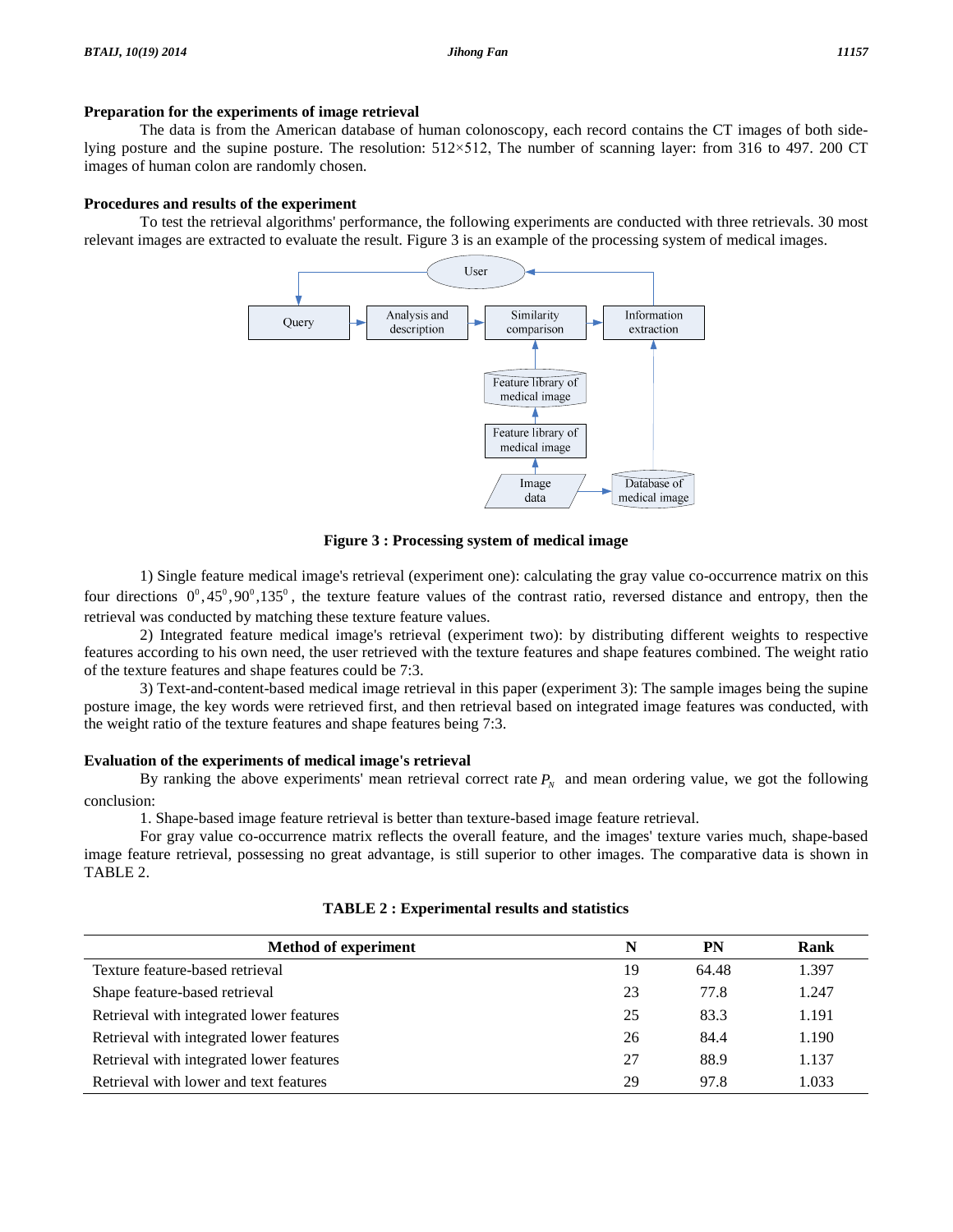### Preparation for the experiments of image retrieval

The data is from the American database of human colonoscopy, each record contains the CT images of both side-lying posture and the supine posture. The resolution: 512×512, The number of scanning layer: from 316 to 497. 200 CT images of human colon are randomly chosen.

### Procedures and results of the experiment

To test the retrieval algorithms' performance, the following experiments are conducted with three retrievals. 30 most relevant images are extracted to evaluate the result. Figure 3 is an example of the processing system of medical images.

**Figure 3 : Processing system of medical image**

1) Single feature medical image's retrieval (experiment one): calculating the gray value co-occurrence matrix on this four directions $0^0, 45^0, 90^0, 135^0$, the texture feature values of the contrast ratio, reversed distance and entropy, then the retrieval was conducted by matching these texture feature values.

2) Integrated feature medical image's retrieval (experiment two): by distributing different weights to respective features according to his own need, the user retrieved with the texture features and shape features combined. The weight ratio of the texture features and shape features could be 7:3.

3) Text-and-content-based medical image retrieval in this paper (experiment 3): The sample images being the supine posture image, the key words were retrieved first, and then retrieval based on integrated image features was conducted, with the weight ratio of the texture features and shape features being 7:3.

### Evaluation of the experiments of medical image's retrieval

By ranking the above experiments' mean retrieval correct rate $P_N$ and mean ordering value, we got the following conclusion:

1. Shape-based image feature retrieval is better than texture-based image feature retrieval.

For gray value co-occurrence matrix reflects the overall feature, and the images' texture varies much, shape-based image feature retrieval, possessing no great advantage, is still superior to other images. The comparative data is shown in TABLE 2.

**TABLE 2 : Experimental results and statistics**

| Method of experiment | N | PN | Rank |
|---|---|---|---|
| Texture feature-based retrieval | 19 | 64.48 | 1.397 |
| Shape feature-based retrieval | 23 | 77.8 | 1.247 |
| Retrieval with integrated lower features | 25 | 83.3 | 1.191 |
| Retrieval with integrated lower features | 26 | 84.4 | 1.190 |
| Retrieval with integrated lower features | 27 | 88.9 | 1.137 |
| Retrieval with lower and text features | 29 | 97.8 | 1.033 |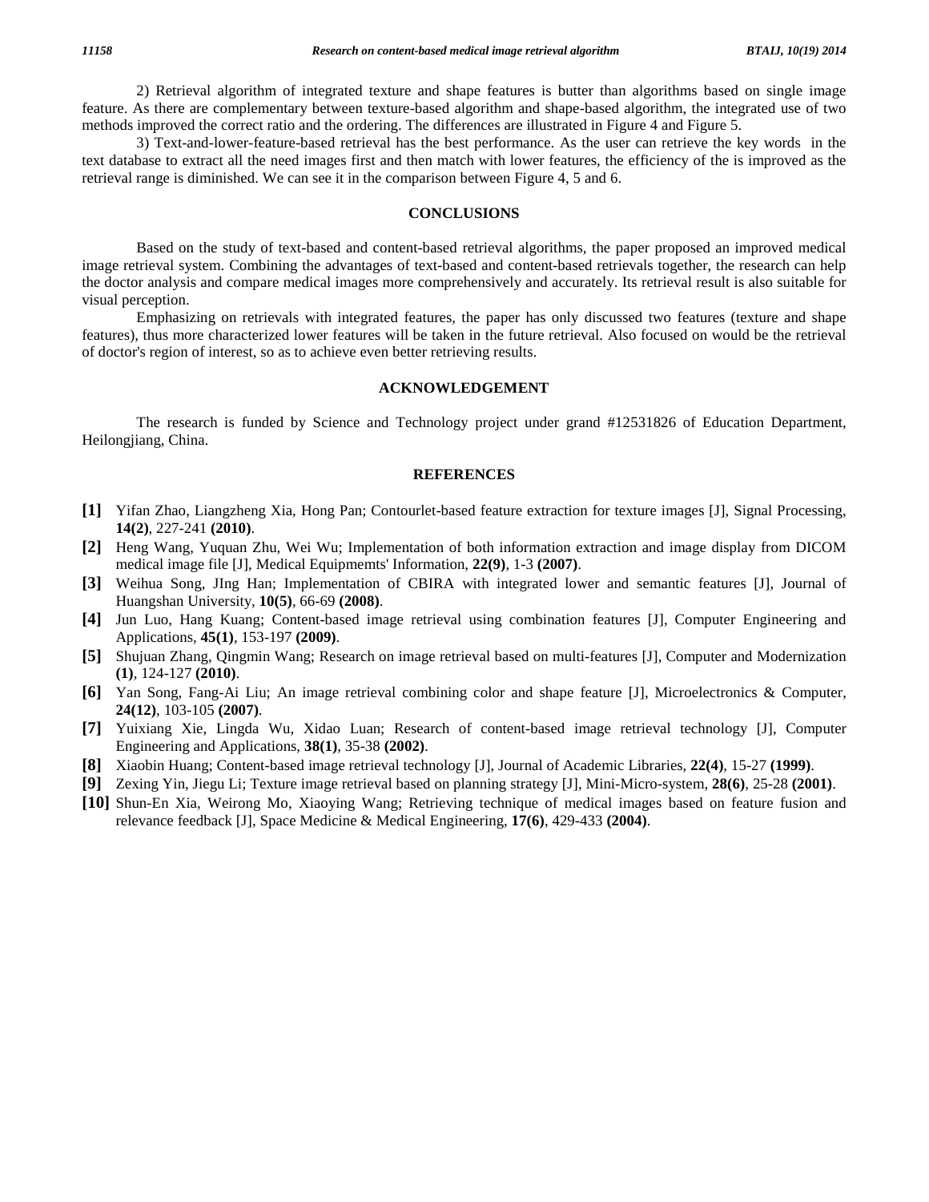2) Retrieval algorithm of integrated texture and shape features is butter than algorithms based on single image feature. As there are complementary between texture-based algorithm and shape-based algorithm, the integrated use of two methods improved the correct ratio and the ordering. The differences are illustrated in Figure 4 and Figure 5.

3) Text-and-lower-feature-based retrieval has the best performance. As the user can retrieve the key words in the text database to extract all the need images first and then match with lower features, the efficiency of the is improved as the retrieval range is diminished. We can see it in the comparison between Figure 4, 5 and 6.

## CONCLUSIONS

Based on the study of text-based and content-based retrieval algorithms, the paper proposed an improved medical image retrieval system. Combining the advantages of text-based and content-based retrievals together, the research can help the doctor analysis and compare medical images more comprehensively and accurately. Its retrieval result is also suitable for visual perception.

Emphasizing on retrievals with integrated features, the paper has only discussed two features (texture and shape features), thus more characterized lower features will be taken in the future retrieval. Also focused on would be the retrieval of doctor's region of interest, so as to achieve even better retrieving results.

## ACKNOWLEDGEMENT

The research is funded by Science and Technology project under grand #12531826 of Education Department, Heilongjiang, China.

## REFERENCES

**[1]** Yifan Zhao, Liangzheng Xia, Hong Pan; Contourlet-based feature extraction for texture images [J], Signal Processing, **14(2)**, 227-241 **(2010)**.

**[2]** Heng Wang, Yuquan Zhu, Wei Wu; Implementation of both information extraction and image display from DICOM medical image file [J], Medical Equipmemts' Information, **22(9)**, 1-3 **(2007)**.

**[3]** Weihua Song, JIng Han; Implementation of CBIRA with integrated lower and semantic features [J], Journal of Huangshan University, **10(5)**, 66-69 **(2008)**.

**[4]** Jun Luo, Hang Kuang; Content-based image retrieval using combination features [J], Computer Engineering and Applications, **45(1)**, 153-197 **(2009)**.

**[5]** Shujuan Zhang, Qingmin Wang; Research on image retrieval based on multi-features [J], Computer and Modernization **(1)**, 124-127 **(2010)**.

**[6]** Yan Song, Fang-Ai Liu; An image retrieval combining color and shape feature [J], Microelectronics & Computer, **24(12)**, 103-105 **(2007)**.

**[7]** Yuixiang Xie, Lingda Wu, Xidao Luan; Research of content-based image retrieval technology [J], Computer Engineering and Applications, **38(1)**, 35-38 **(2002)**.

**[8]** Xiaobin Huang; Content-based image retrieval technology [J], Journal of Academic Libraries, **22(4)**, 15-27 **(1999)**.

**[9]** Zexing Yin, Jiegu Li; Texture image retrieval based on planning strategy [J], Mini-Micro-system, **28(6)**, 25-28 **(2001)**.

**[10]** Shun-En Xia, Weirong Mo, Xiaoying Wang; Retrieving technique of medical images based on feature fusion and relevance feedback [J], Space Medicine & Medical Engineering, **17(6)**, 429-433 **(2004)**.